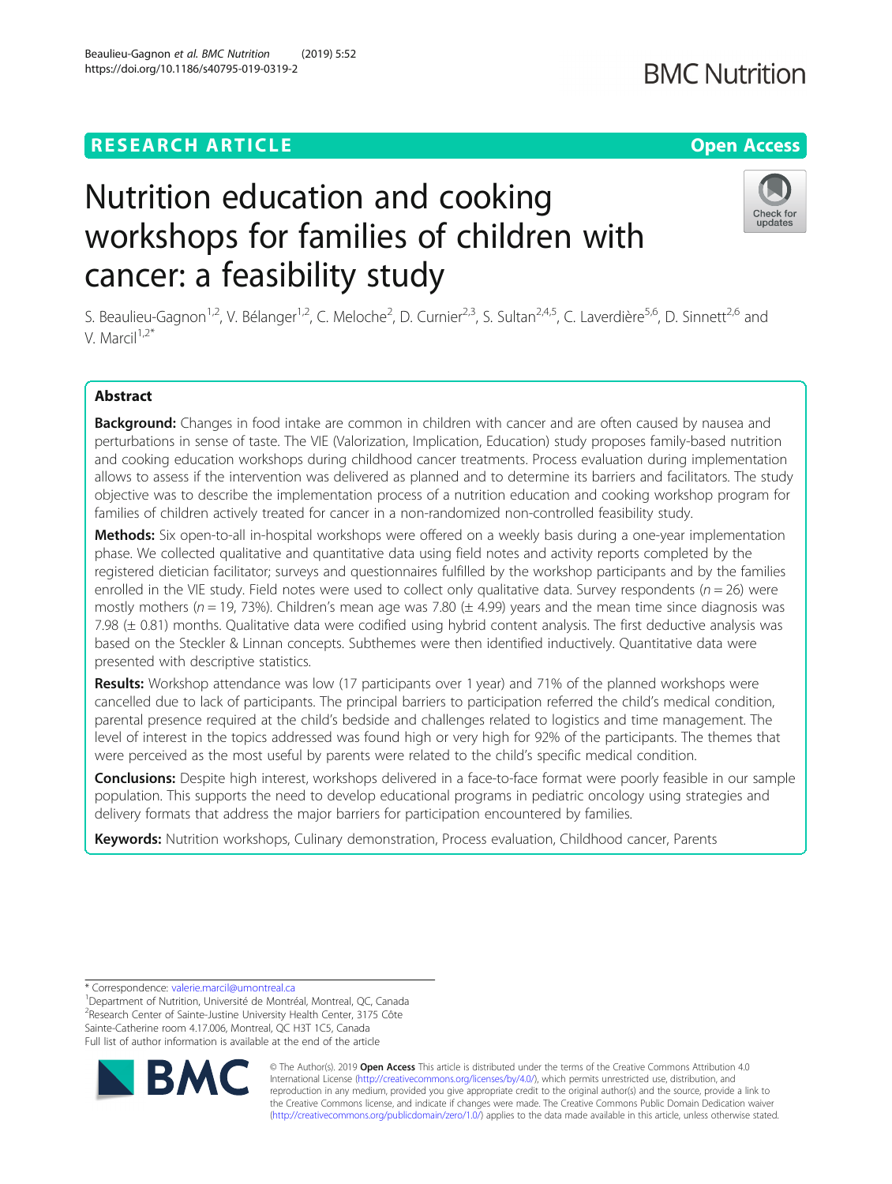RESEARCH ARTICLE

Open Access

# Nutrition education and cooking workshops for families of children with cancer: a feasibility study

S. Beaulieu-Gagnon[1,2], V. Bélanger[1,2], C. Meloche[2], D. Curnier[2,3], S. Sultan[2,4,5], C. Laverdière[5,6], D. Sinnett[2,6] and V. Marcil[1,2*]

## Abstract

**Background:** Changes in food intake are common in children with cancer and are often caused by nausea and perturbations in sense of taste. The VIE (Valorization, Implication, Education) study proposes family-based nutrition and cooking education workshops during childhood cancer treatments. Process evaluation during implementation allows to assess if the intervention was delivered as planned and to determine its barriers and facilitators. The study objective was to describe the implementation process of a nutrition education and cooking workshop program for families of children actively treated for cancer in a non-randomized non-controlled feasibility study.

**Methods:** Six open-to-all in-hospital workshops were offered on a weekly basis during a one-year implementation phase. We collected qualitative and quantitative data using field notes and activity reports completed by the registered dietician facilitator; surveys and questionnaires fulfilled by the workshop participants and by the families enrolled in the VIE study. Field notes were used to collect only qualitative data. Survey respondents ($n = 26$) were mostly mothers ($n = 19$, 73%). Children's mean age was 7.80 (± 4.99) years and the mean time since diagnosis was 7.98 (± 0.81) months. Qualitative data were codified using hybrid content analysis. The first deductive analysis was based on the Steckler & Linnan concepts. Subthemes were then identified inductively. Quantitative data were presented with descriptive statistics.

**Results:** Workshop attendance was low (17 participants over 1 year) and 71% of the planned workshops were cancelled due to lack of participants. The principal barriers to participation referred the child's medical condition, parental presence required at the child's bedside and challenges related to logistics and time management. The level of interest in the topics addressed was found high or very high for 92% of the participants. The themes that were perceived as the most useful by parents were related to the child's specific medical condition.

**Conclusions:** Despite high interest, workshops delivered in a face-to-face format were poorly feasible in our sample population. This supports the need to develop educational programs in pediatric oncology using strategies and delivery formats that address the major barriers for participation encountered by families.

**Keywords:** Nutrition workshops, Culinary demonstration, Process evaluation, Childhood cancer, Parents

---

* Correspondence: valerie.marcil@umontreal.ca
[1]Department of Nutrition, Université de Montréal, Montreal, QC, Canada
[2]Research Center of Sainte-Justine University Health Center, 3175 Côte Sainte-Catherine room 4.17.006, Montreal, QC H3T 1C5, Canada
Full list of author information is available at the end of the article

© The Author(s). 2019 **Open Access** This article is distributed under the terms of the Creative Commons Attribution 4.0 International License (http://creativecommons.org/licenses/by/4.0/), which permits unrestricted use, distribution, and reproduction in any medium, provided you give appropriate credit to the original author(s) and the source, provide a link to the Creative Commons license, and indicate if changes were made. The Creative Commons Public Domain Dedication waiver (http://creativecommons.org/publicdomain/zero/1.0/) applies to the data made available in this article, unless otherwise stated.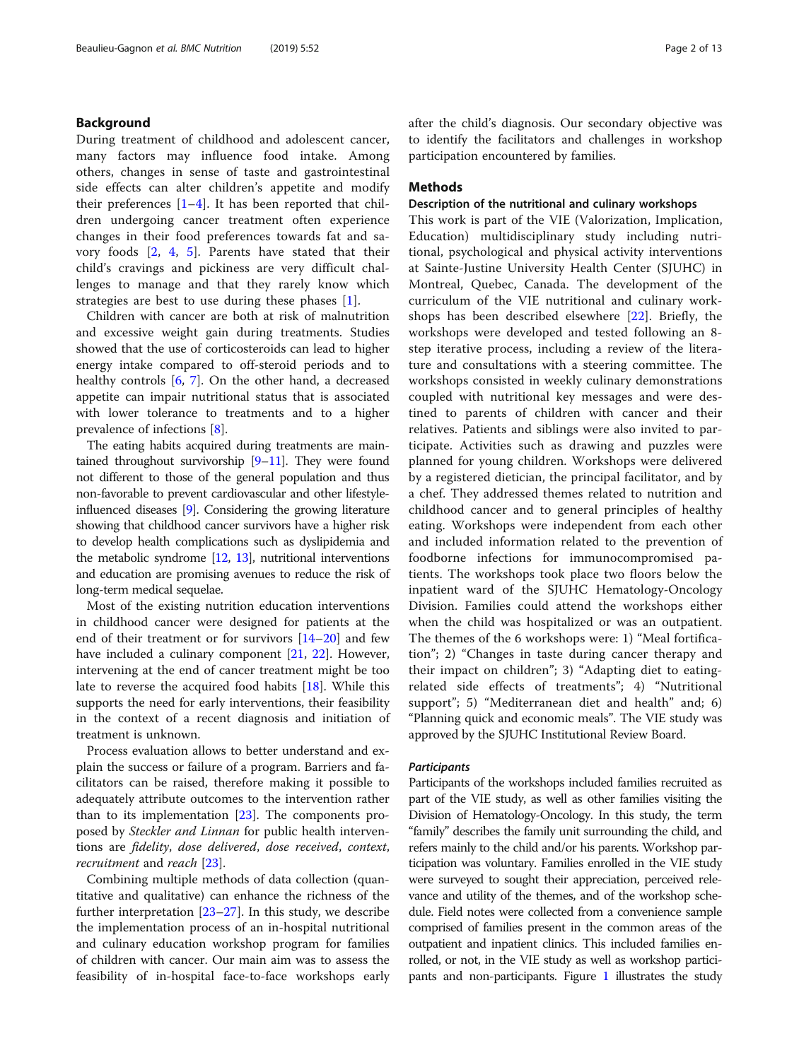## Background

During treatment of childhood and adolescent cancer, many factors may influence food intake. Among others, changes in sense of taste and gastrointestinal side effects can alter children's appetite and modify their preferences [1–4]. It has been reported that children undergoing cancer treatment often experience changes in their food preferences towards fat and savory foods [2, 4, 5]. Parents have stated that their child's cravings and pickiness are very difficult challenges to manage and that they rarely know which strategies are best to use during these phases [1].

Children with cancer are both at risk of malnutrition and excessive weight gain during treatments. Studies showed that the use of corticosteroids can lead to higher energy intake compared to off-steroid periods and to healthy controls [6, 7]. On the other hand, a decreased appetite can impair nutritional status that is associated with lower tolerance to treatments and to a higher prevalence of infections [8].

The eating habits acquired during treatments are maintained throughout survivorship [9–11]. They were found not different to those of the general population and thus non-favorable to prevent cardiovascular and other lifestyle-influenced diseases [9]. Considering the growing literature showing that childhood cancer survivors have a higher risk to develop health complications such as dyslipidemia and the metabolic syndrome [12, 13], nutritional interventions and education are promising avenues to reduce the risk of long-term medical sequelae.

Most of the existing nutrition education interventions in childhood cancer were designed for patients at the end of their treatment or for survivors [14–20] and few have included a culinary component [21, 22]. However, intervening at the end of cancer treatment might be too late to reverse the acquired food habits [18]. While this supports the need for early interventions, their feasibility in the context of a recent diagnosis and initiation of treatment is unknown.

Process evaluation allows to better understand and explain the success or failure of a program. Barriers and facilitators can be raised, therefore making it possible to adequately attribute outcomes to the intervention rather than to its implementation [23]. The components proposed by *Steckler and Linnan* for public health interventions are *fidelity*, *dose delivered*, *dose received*, *context*, *recruitment* and *reach* [23].

Combining multiple methods of data collection (quantitative and qualitative) can enhance the richness of the further interpretation [23–27]. In this study, we describe the implementation process of an in-hospital nutritional and culinary education workshop program for families of children with cancer. Our main aim was to assess the feasibility of in-hospital face-to-face workshops early after the child's diagnosis. Our secondary objective was to identify the facilitators and challenges in workshop participation encountered by families.

## Methods

### Description of the nutritional and culinary workshops

This work is part of the VIE (Valorization, Implication, Education) multidisciplinary study including nutritional, psychological and physical activity interventions at Sainte-Justine University Health Center (SJUHC) in Montreal, Quebec, Canada. The development of the curriculum of the VIE nutritional and culinary workshops has been described elsewhere [22]. Briefly, the workshops were developed and tested following an 8-step iterative process, including a review of the literature and consultations with a steering committee. The workshops consisted in weekly culinary demonstrations coupled with nutritional key messages and were destined to parents of children with cancer and their relatives. Patients and siblings were also invited to participate. Activities such as drawing and puzzles were planned for young children. Workshops were delivered by a registered dietician, the principal facilitator, and by a chef. They addressed themes related to nutrition and childhood cancer and to general principles of healthy eating. Workshops were independent from each other and included information related to the prevention of foodborne infections for immunocompromised patients. The workshops took place two floors below the inpatient ward of the SJUHC Hematology-Oncology Division. Families could attend the workshops either when the child was hospitalized or was an outpatient. The themes of the 6 workshops were: 1) "Meal fortification"; 2) "Changes in taste during cancer therapy and their impact on children"; 3) "Adapting diet to eating-related side effects of treatments"; 4) "Nutritional support"; 5) "Mediterranean diet and health" and; 6) "Planning quick and economic meals". The VIE study was approved by the SJUHC Institutional Review Board.

#### *Participants*

Participants of the workshops included families recruited as part of the VIE study, as well as other families visiting the Division of Hematology-Oncology. In this study, the term "family" describes the family unit surrounding the child, and refers mainly to the child and/or his parents. Workshop participation was voluntary. Families enrolled in the VIE study were surveyed to sought their appreciation, perceived relevance and utility of the themes, and of the workshop schedule. Field notes were collected from a convenience sample comprised of families present in the common areas of the outpatient and inpatient clinics. This included families enrolled, or not, in the VIE study as well as workshop participants and non-participants. Figure 1 illustrates the study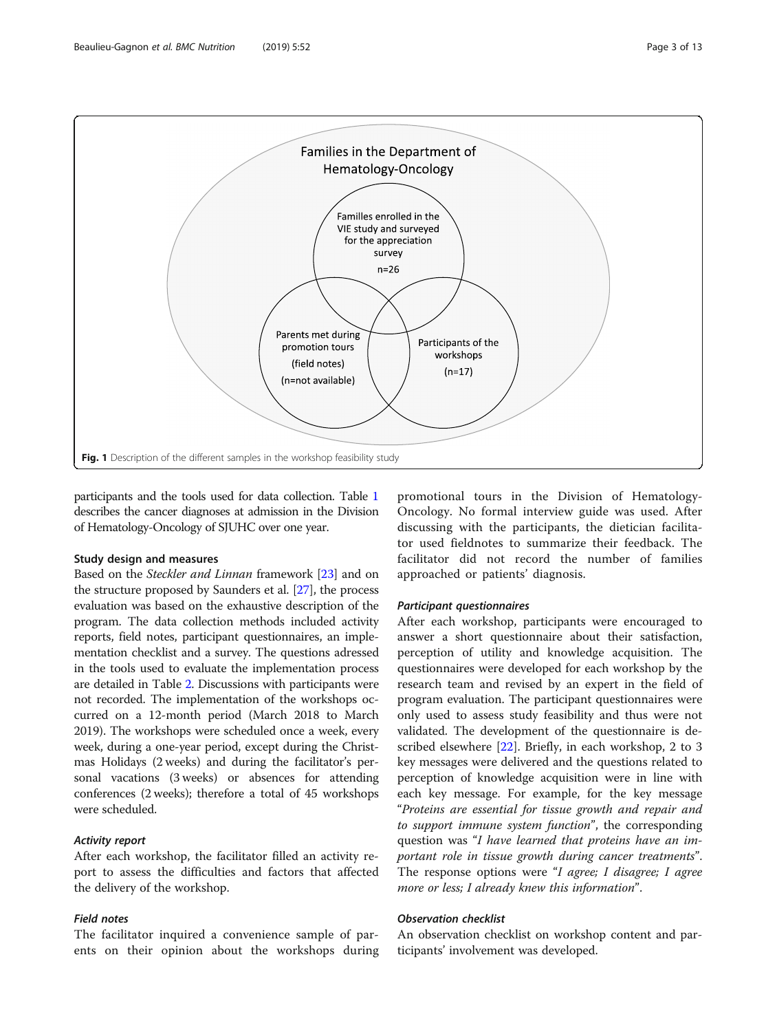Families in the Department of Hematology-Oncology

Familles enrolled in the VIE study and surveyed for the appreciation survey

n=26

Parents met during promotion tours

(field notes)

(n=not available)

Participants of the workshops

(n=17)

**Fig. 1** Description of the different samples in the workshop feasibility study

participants and the tools used for data collection. Table 1 describes the cancer diagnoses at admission in the Division of Hematology-Oncology of SJUHC over one year.

### Study design and measures

Based on the *Steckler and Linnan* framework [23] and on the structure proposed by Saunders et al. [27], the process evaluation was based on the exhaustive description of the program. The data collection methods included activity reports, field notes, participant questionnaires, an implementation checklist and a survey. The questions adressed in the tools used to evaluate the implementation process are detailed in Table 2. Discussions with participants were not recorded. The implementation of the workshops occurred on a 12-month period (March 2018 to March 2019). The workshops were scheduled once a week, every week, during a one-year period, except during the Christmas Holidays (2 weeks) and during the facilitator's personal vacations (3 weeks) or absences for attending conferences (2 weeks); therefore a total of 45 workshops were scheduled.

#### *Activity report*

After each workshop, the facilitator filled an activity report to assess the difficulties and factors that affected the delivery of the workshop.

#### *Field notes*

The facilitator inquired a convenience sample of parents on their opinion about the workshops during promotional tours in the Division of Hematology-Oncology. No formal interview guide was used. After discussing with the participants, the dietician facilitator used fieldnotes to summarize their feedback. The facilitator did not record the number of families approached or patients' diagnosis.

#### *Participant questionnaires*

After each workshop, participants were encouraged to answer a short questionnaire about their satisfaction, perception of utility and knowledge acquisition. The questionnaires were developed for each workshop by the research team and revised by an expert in the field of program evaluation. The participant questionnaires were only used to assess study feasibility and thus were not validated. The development of the questionnaire is described elsewhere [22]. Briefly, in each workshop, 2 to 3 key messages were delivered and the questions related to perception of knowledge acquisition were in line with each key message. For example, for the key message "*Proteins are essential for tissue growth and repair and to support immune system function*", the corresponding question was "*I have learned that proteins have an important role in tissue growth during cancer treatments*". The response options were "*I agree; I disagree; I agree more or less; I already knew this information*".

#### *Observation checklist*

An observation checklist on workshop content and participants' involvement was developed.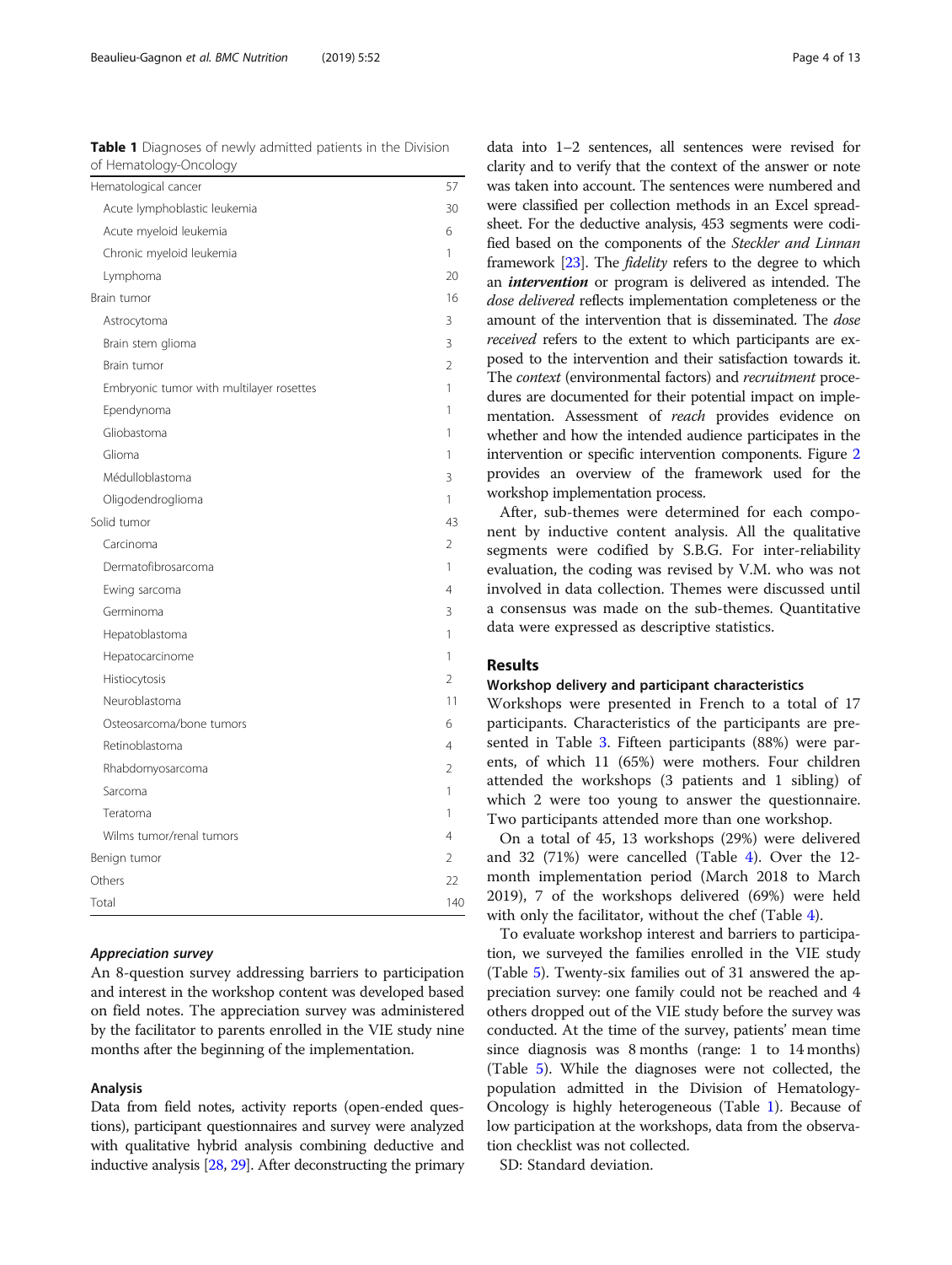**Table 1** Diagnoses of newly admitted patients in the Division of Hematology-Oncology

| | |
|---|---|
| Hematological cancer | 57 |
| Acute lymphoblastic leukemia | 30 |
| Acute myeloid leukemia | 6 |
| Chronic myeloid leukemia | 1 |
| Lymphoma | 20 |
| Brain tumor | 16 |
| Astrocytoma | 3 |
| Brain stem glioma | 3 |
| Brain tumor | 2 |
| Embryonic tumor with multilayer rosettes | 1 |
| Ependynoma | 1 |
| Gliobastoma | 1 |
| Glioma | 1 |
| Médulloblastoma | 3 |
| Oligodendroglioma | 1 |
| Solid tumor | 43 |
| Carcinoma | 2 |
| Dermatofibrosarcoma | 1 |
| Ewing sarcoma | 4 |
| Germinoma | 3 |
| Hepatoblastoma | 1 |
| Hepatocarcinome | 1 |
| Histiocytosis | 2 |
| Neuroblastoma | 11 |
| Osteosarcoma/bone tumors | 6 |
| Retinoblastoma | 4 |
| Rhabdomyosarcoma | 2 |
| Sarcoma | 1 |
| Teratoma | 1 |
| Wilms tumor/renal tumors | 4 |
| Benign tumor | 2 |
| Others | 22 |
| Total | 140 |

#### *Appreciation survey*

An 8-question survey addressing barriers to participation and interest in the workshop content was developed based on field notes. The appreciation survey was administered by the facilitator to parents enrolled in the VIE study nine months after the beginning of the implementation.

### Analysis

Data from field notes, activity reports (open-ended questions), participant questionnaires and survey were analyzed with qualitative hybrid analysis combining deductive and inductive analysis [28, 29]. After deconstructing the primary data into 1–2 sentences, all sentences were revised for clarity and to verify that the context of the answer or note was taken into account. The sentences were numbered and were classified per collection methods in an Excel spreadsheet. For the deductive analysis, 453 segments were codified based on the components of the *Steckler and Linnan* framework [23]. The *fidelity* refers to the degree to which an ***intervention*** or program is delivered as intended. The *dose delivered* reflects implementation completeness or the amount of the intervention that is disseminated. The *dose received* refers to the extent to which participants are exposed to the intervention and their satisfaction towards it. The *context* (environmental factors) and *recruitment* procedures are documented for their potential impact on implementation. Assessment of *reach* provides evidence on whether and how the intended audience participates in the intervention or specific intervention components. Figure 2 provides an overview of the framework used for the workshop implementation process.

After, sub-themes were determined for each component by inductive content analysis. All the qualitative segments were codified by S.B.G. For inter-reliability evaluation, the coding was revised by V.M. who was not involved in data collection. Themes were discussed until a consensus was made on the sub-themes. Quantitative data were expressed as descriptive statistics.

## Results

### Workshop delivery and participant characteristics

Workshops were presented in French to a total of 17 participants. Characteristics of the participants are presented in Table 3. Fifteen participants (88%) were parents, of which 11 (65%) were mothers. Four children attended the workshops (3 patients and 1 sibling) of which 2 were too young to answer the questionnaire. Two participants attended more than one workshop.

On a total of 45, 13 workshops (29%) were delivered and 32 (71%) were cancelled (Table 4). Over the 12-month implementation period (March 2018 to March 2019), 7 of the workshops delivered (69%) were held with only the facilitator, without the chef (Table 4).

To evaluate workshop interest and barriers to participation, we surveyed the families enrolled in the VIE study (Table 5). Twenty-six families out of 31 answered the appreciation survey: one family could not be reached and 4 others dropped out of the VIE study before the survey was conducted. At the time of the survey, patients' mean time since diagnosis was 8 months (range: 1 to 14 months) (Table 5). While the diagnoses were not collected, the population admitted in the Division of Hematology-Oncology is highly heterogeneous (Table 1). Because of low participation at the workshops, data from the observation checklist was not collected.

SD: Standard deviation.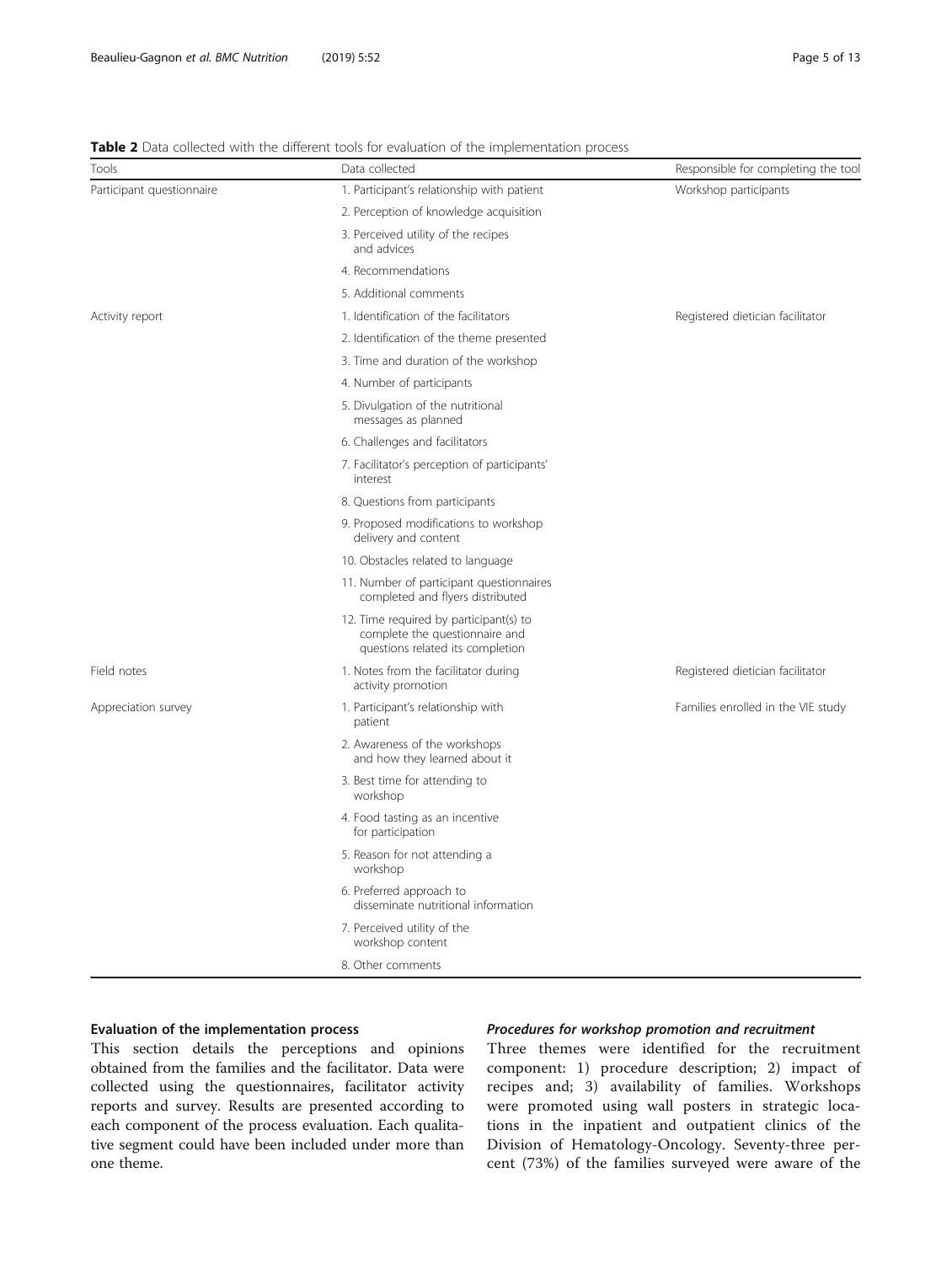**Table 2** Data collected with the different tools for evaluation of the implementation process

| Tools | Data collected | Responsible for completing the tool |
| --- | --- | --- |
| Participant questionnaire | 1. Participant's relationship with patient | Workshop participants |
| | 2. Perception of knowledge acquisition | |
| | 3. Perceived utility of the recipes and advices | |
| | 4. Recommendations | |
| | 5. Additional comments | |
| Activity report | 1. Identification of the facilitators | Registered dietician facilitator |
| | 2. Identification of the theme presented | |
| | 3. Time and duration of the workshop | |
| | 4. Number of participants | |
| | 5. Divulgation of the nutritional messages as planned | |
| | 6. Challenges and facilitators | |
| | 7. Facilitator's perception of participants' interest | |
| | 8. Questions from participants | |
| | 9. Proposed modifications to workshop delivery and content | |
| | 10. Obstacles related to language | |
| | 11. Number of participant questionnaires completed and flyers distributed | |
| | 12. Time required by participant(s) to complete the questionnaire and questions related its completion | |
| Field notes | 1. Notes from the facilitator during activity promotion | Registered dietician facilitator |
| Appreciation survey | 1. Participant's relationship with patient | Families enrolled in the VIE study |
| | 2. Awareness of the workshops and how they learned about it | |
| | 3. Best time for attending to workshop | |
| | 4. Food tasting as an incentive for participation | |
| | 5. Reason for not attending a workshop | |
| | 6. Preferred approach to disseminate nutritional information | |
| | 7. Perceived utility of the workshop content | |
| | 8. Other comments | |

### Evaluation of the implementation process

This section details the perceptions and opinions obtained from the families and the facilitator. Data were collected using the questionnaires, facilitator activity reports and survey. Results are presented according to each component of the process evaluation. Each qualitative segment could have been included under more than one theme.

#### *Procedures for workshop promotion and recruitment*

Three themes were identified for the recruitment component: 1) procedure description; 2) impact of recipes and; 3) availability of families. Workshops were promoted using wall posters in strategic locations in the inpatient and outpatient clinics of the Division of Hematology-Oncology. Seventy-three percent (73%) of the families surveyed were aware of the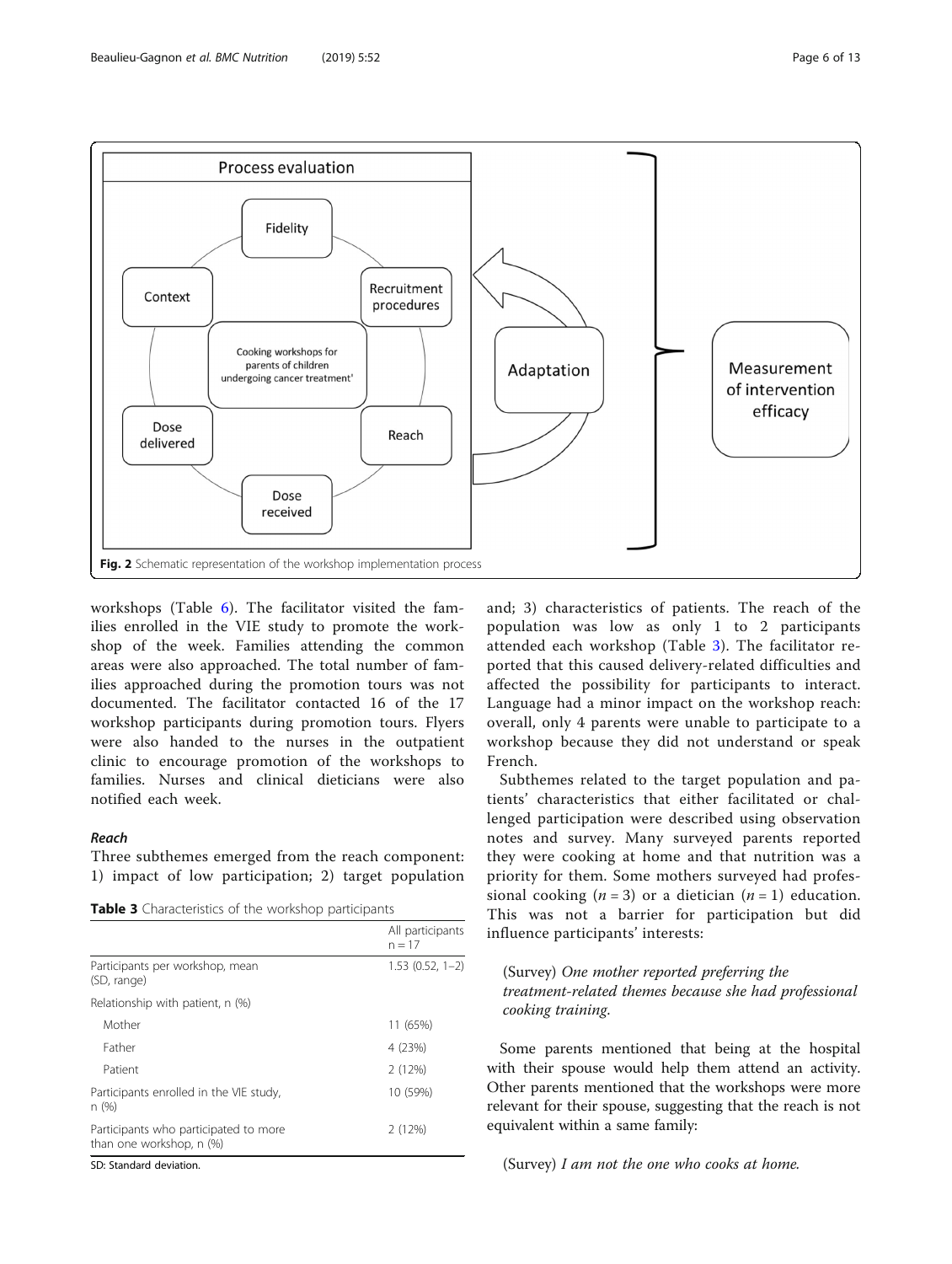Fig. 2 Schematic representation of the workshop implementation process

workshops (Table 6). The facilitator visited the families enrolled in the VIE study to promote the workshop of the week. Families attending the common areas were also approached. The total number of families approached during the promotion tours was not documented. The facilitator contacted 16 of the 17 workshop participants during promotion tours. Flyers were also handed to the nurses in the outpatient clinic to encourage promotion of the workshops to families. Nurses and clinical dieticians were also notified each week.

### *Reach*

Three subthemes emerged from the reach component: 1) impact of low participation; 2) target population and; 3) characteristics of patients. The reach of the population was low as only 1 to 2 participants attended each workshop (Table 3). The facilitator reported that this caused delivery-related difficulties and affected the possibility for participants to interact. Language had a minor impact on the workshop reach: overall, only 4 parents were unable to participate to a workshop because they did not understand or speak French.

Subthemes related to the target population and patients' characteristics that either facilitated or challenged participation were described using observation notes and survey. Many surveyed parents reported they were cooking at home and that nutrition was a priority for them. Some mothers surveyed had professional cooking ($n = 3$) or a dietician ($n = 1$) education. This was not a barrier for participation but did influence participants' interests:

> (Survey) *One mother reported preferring the treatment-related themes because she had professional cooking training.*

Some parents mentioned that being at the hospital with their spouse would help them attend an activity. Other parents mentioned that the workshops were more relevant for their spouse, suggesting that the reach is not equivalent within a same family:

> (Survey) *I am not the one who cooks at home.*

**Table 3** Characteristics of the workshop participants

| | All participants n = 17 |
|---|---|
| Participants per workshop, mean (SD, range) | 1.53 (0.52, 1–2) |
| Relationship with patient, n (%) | |
| Mother | 11 (65%) |
| Father | 4 (23%) |
| Patient | 2 (12%) |
| Participants enrolled in the VIE study, n (%) | 10 (59%) |
| Participants who participated to more than one workshop, n (%) | 2 (12%) |

SD: Standard deviation.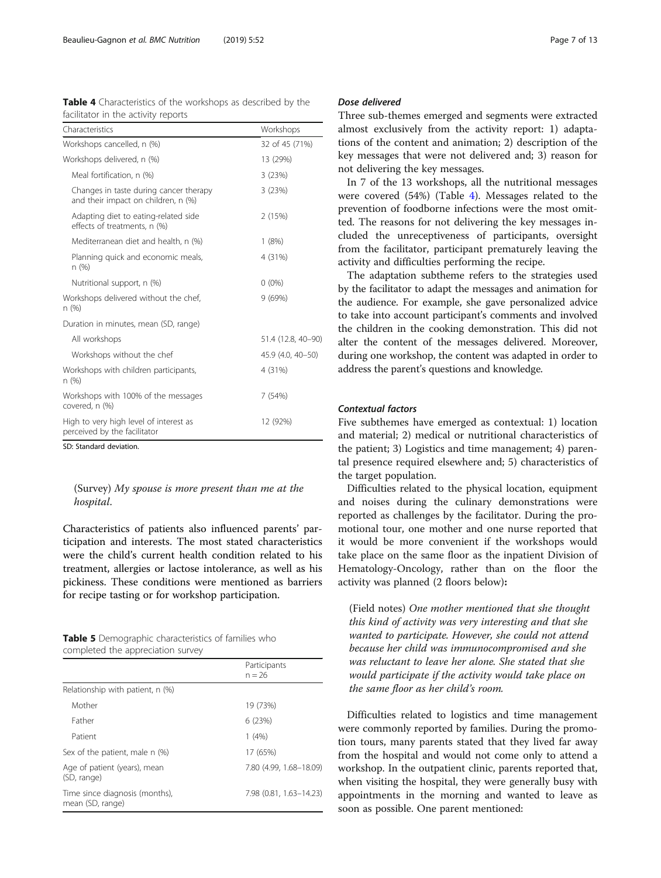**Table 4** Characteristics of the workshops as described by the facilitator in the activity reports

| Characteristics | Workshops |
| --- | --- |
| Workshops cancelled, n (%) | 32 of 45 (71%) |
| Workshops delivered, n (%) | 13 (29%) |
| Meal fortification, n (%) | 3 (23%) |
| Changes in taste during cancer therapy and their impact on children, n (%) | 3 (23%) |
| Adapting diet to eating-related side effects of treatments, n (%) | 2 (15%) |
| Mediterranean diet and health, n (%) | 1 (8%) |
| Planning quick and economic meals, n (%) | 4 (31%) |
| Nutritional support, n (%) | 0 (0%) |
| Workshops delivered without the chef, n (%) | 9 (69%) |
| Duration in minutes, mean (SD, range) | |
| All workshops | 51.4 (12.8, 40–90) |
| Workshops without the chef | 45.9 (4.0, 40–50) |
| Workshops with children participants, n (%) | 4 (31%) |
| Workshops with 100% of the messages covered, n (%) | 7 (54%) |
| High to very high level of interest as perceived by the facilitator | 12 (92%) |

SD: Standard deviation.

(Survey) *My spouse is more present than me at the hospital.*

Characteristics of patients also influenced parents' participation and interests. The most stated characteristics were the child's current health condition related to his treatment, allergies or lactose intolerance, as well as his pickiness. These conditions were mentioned as barriers for recipe tasting or for workshop participation.

**Table 5** Demographic characteristics of families who completed the appreciation survey

| | Participants n = 26 |
| --- | --- |
| Relationship with patient, n (%) | |
| Mother | 19 (73%) |
| Father | 6 (23%) |
| Patient | 1 (4%) |
| Sex of the patient, male n (%) | 17 (65%) |
| Age of patient (years), mean (SD, range) | 7.80 (4.99, 1.68–18.09) |
| Time since diagnosis (months), mean (SD, range) | 7.98 (0.81, 1.63–14.23) |

### *Dose delivered*

Three sub-themes emerged and segments were extracted almost exclusively from the activity report: 1) adaptations of the content and animation; 2) description of the key messages that were not delivered and; 3) reason for not delivering the key messages.

In 7 of the 13 workshops, all the nutritional messages were covered (54%) (Table 4). Messages related to the prevention of foodborne infections were the most omitted. The reasons for not delivering the key messages included the unreceptiveness of participants, oversight from the facilitator, participant prematurely leaving the activity and difficulties performing the recipe.

The adaptation subtheme refers to the strategies used by the facilitator to adapt the messages and animation for the audience. For example, she gave personalized advice to take into account participant's comments and involved the children in the cooking demonstration. This did not alter the content of the messages delivered. Moreover, during one workshop, the content was adapted in order to address the parent's questions and knowledge.

### *Contextual factors*

Five subthemes have emerged as contextual: 1) location and material; 2) medical or nutritional characteristics of the patient; 3) Logistics and time management; 4) parental presence required elsewhere and; 5) characteristics of the target population.

Difficulties related to the physical location, equipment and noises during the culinary demonstrations were reported as challenges by the facilitator. During the promotional tour, one mother and one nurse reported that it would be more convenient if the workshops would take place on the same floor as the inpatient Division of Hematology-Oncology, rather than on the floor the activity was planned (2 floors below):

(Field notes) *One mother mentioned that she thought this kind of activity was very interesting and that she wanted to participate. However, she could not attend because her child was immunocompromised and she was reluctant to leave her alone. She stated that she would participate if the activity would take place on the same floor as her child's room.*

Difficulties related to logistics and time management were commonly reported by families. During the promotion tours, many parents stated that they lived far away from the hospital and would not come only to attend a workshop. In the outpatient clinic, parents reported that, when visiting the hospital, they were generally busy with appointments in the morning and wanted to leave as soon as possible. One parent mentioned: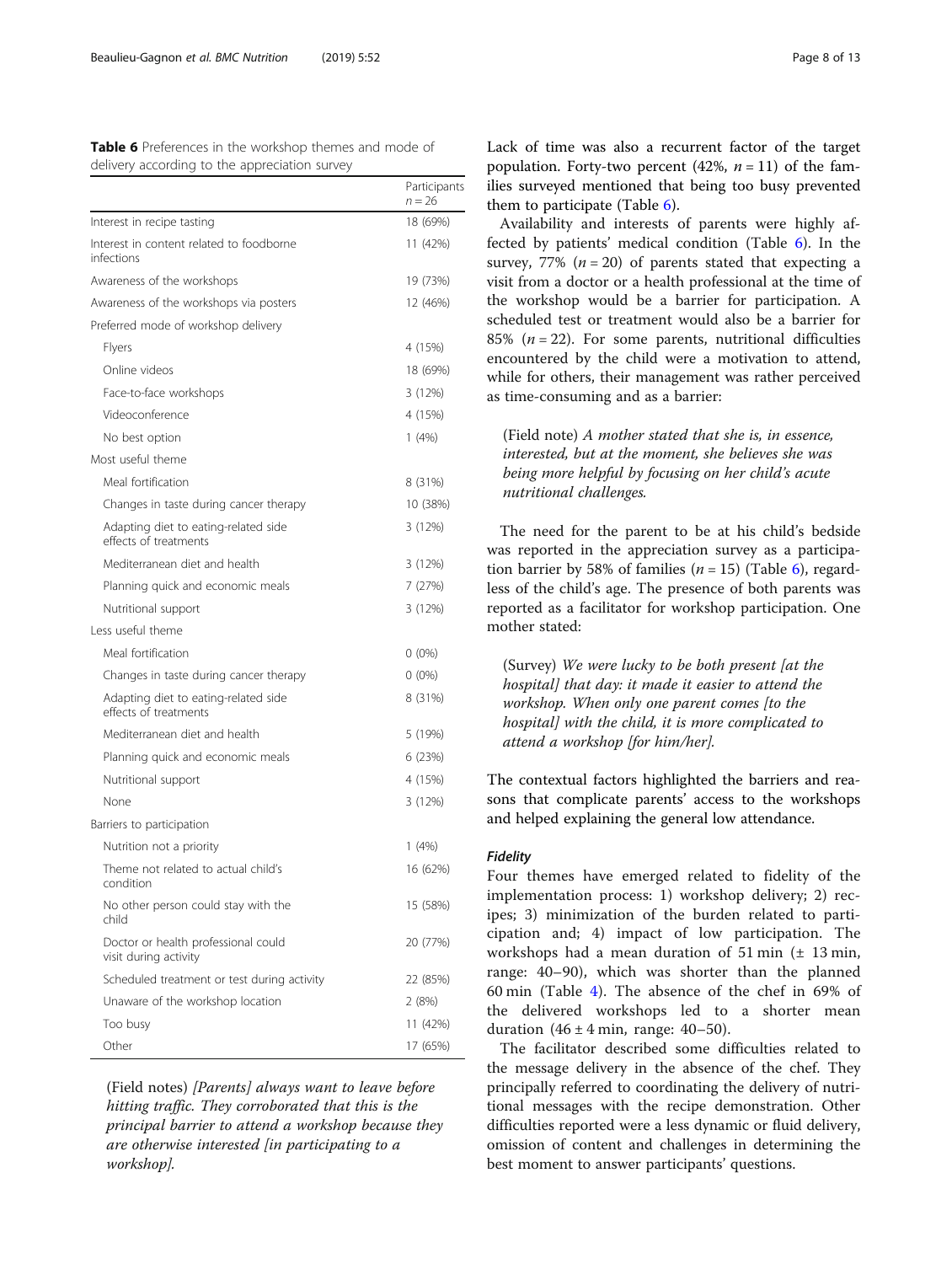**Table 6** Preferences in the workshop themes and mode of delivery according to the appreciation survey

| | Participants $n = 26$ |
|---|---|
| Interest in recipe tasting | 18 (69%) |
| Interest in content related to foodborne infections | 11 (42%) |
| Awareness of the workshops | 19 (73%) |
| Awareness of the workshops via posters | 12 (46%) |
| Preferred mode of workshop delivery | |
| Flyers | 4 (15%) |
| Online videos | 18 (69%) |
| Face-to-face workshops | 3 (12%) |
| Videoconference | 4 (15%) |
| No best option | 1 (4%) |
| Most useful theme | |
| Meal fortification | 8 (31%) |
| Changes in taste during cancer therapy | 10 (38%) |
| Adapting diet to eating-related side effects of treatments | 3 (12%) |
| Mediterranean diet and health | 3 (12%) |
| Planning quick and economic meals | 7 (27%) |
| Nutritional support | 3 (12%) |
| Less useful theme | |
| Meal fortification | 0 (0%) |
| Changes in taste during cancer therapy | 0 (0%) |
| Adapting diet to eating-related side effects of treatments | 8 (31%) |
| Mediterranean diet and health | 5 (19%) |
| Planning quick and economic meals | 6 (23%) |
| Nutritional support | 4 (15%) |
| None | 3 (12%) |
| Barriers to participation | |
| Nutrition not a priority | 1 (4%) |
| Theme not related to actual child's condition | 16 (62%) |
| No other person could stay with the child | 15 (58%) |
| Doctor or health professional could visit during activity | 20 (77%) |
| Scheduled treatment or test during activity | 22 (85%) |
| Unaware of the workshop location | 2 (8%) |
| Too busy | 11 (42%) |
| Other | 17 (65%) |

(Field notes) *[Parents] always want to leave before hitting traffic. They corroborated that this is the principal barrier to attend a workshop because they are otherwise interested [in participating to a workshop].*

Lack of time was also a recurrent factor of the target population. Forty-two percent (42%, $n = 11$) of the families surveyed mentioned that being too busy prevented them to participate (Table 6).

Availability and interests of parents were highly affected by patients' medical condition (Table 6). In the survey, 77% ($n = 20$) of parents stated that expecting a visit from a doctor or a health professional at the time of the workshop would be a barrier for participation. A scheduled test or treatment would also be a barrier for 85% ($n = 22$). For some parents, nutritional difficulties encountered by the child were a motivation to attend, while for others, their management was rather perceived as time-consuming and as a barrier:

(Field note) *A mother stated that she is, in essence, interested, but at the moment, she believes she was being more helpful by focusing on her child's acute nutritional challenges.*

The need for the parent to be at his child's bedside was reported in the appreciation survey as a participation barrier by 58% of families ($n = 15$) (Table 6), regardless of the child's age. The presence of both parents was reported as a facilitator for workshop participation. One mother stated:

(Survey) *We were lucky to be both present [at the hospital] that day: it made it easier to attend the workshop. When only one parent comes [to the hospital] with the child, it is more complicated to attend a workshop [for him/her].*

The contextual factors highlighted the barriers and reasons that complicate parents' access to the workshops and helped explaining the general low attendance.

#### *Fidelity*

Four themes have emerged related to fidelity of the implementation process: 1) workshop delivery; 2) recipes; 3) minimization of the burden related to participation and; 4) impact of low participation. The workshops had a mean duration of 51 min (± 13 min, range: 40–90), which was shorter than the planned 60 min (Table 4). The absence of the chef in 69% of the delivered workshops led to a shorter mean duration (46 ± 4 min, range: 40–50).

The facilitator described some difficulties related to the message delivery in the absence of the chef. They principally referred to coordinating the delivery of nutritional messages with the recipe demonstration. Other difficulties reported were a less dynamic or fluid delivery, omission of content and challenges in determining the best moment to answer participants' questions.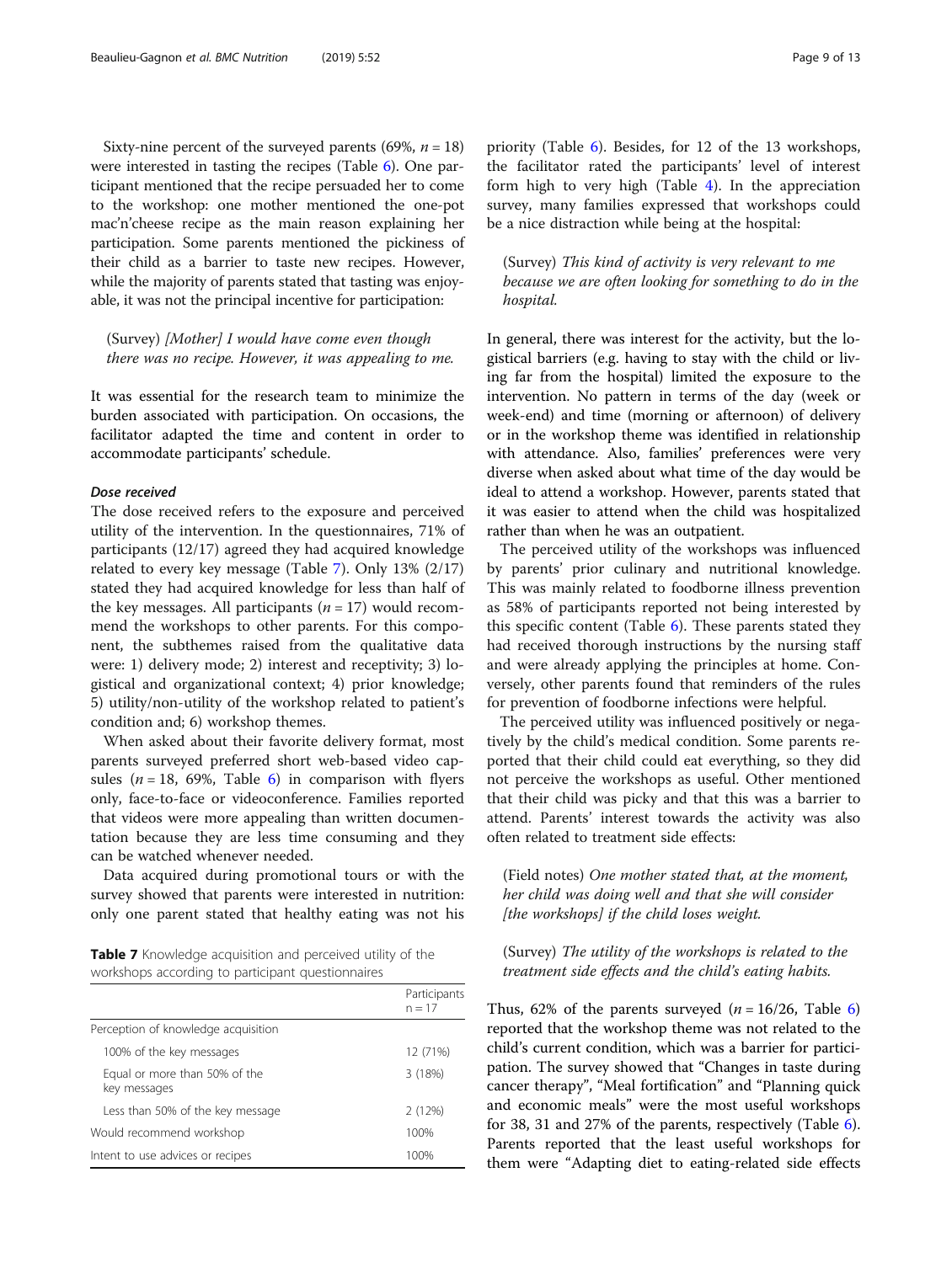Sixty-nine percent of the surveyed parents (69%, $n = 18$) were interested in tasting the recipes (Table 6). One participant mentioned that the recipe persuaded her to come to the workshop: one mother mentioned the one-pot mac'n'cheese recipe as the main reason explaining her participation. Some parents mentioned the pickiness of their child as a barrier to taste new recipes. However, while the majority of parents stated that tasting was enjoyable, it was not the principal incentive for participation:

> (Survey) *[Mother] I would have come even though there was no recipe. However, it was appealing to me.*

It was essential for the research team to minimize the burden associated with participation. On occasions, the facilitator adapted the time and content in order to accommodate participants' schedule.

#### *Dose received*

The dose received refers to the exposure and perceived utility of the intervention. In the questionnaires, 71% of participants (12/17) agreed they had acquired knowledge related to every key message (Table 7). Only 13% (2/17) stated they had acquired knowledge for less than half of the key messages. All participants ($n = 17$) would recommend the workshops to other parents. For this component, the subthemes raised from the qualitative data were: 1) delivery mode; 2) interest and receptivity; 3) logistical and organizational context; 4) prior knowledge; 5) utility/non-utility of the workshop related to patient's condition and; 6) workshop themes.

When asked about their favorite delivery format, most parents surveyed preferred short web-based video capsules ($n = 18$, 69%, Table 6) in comparison with flyers only, face-to-face or videoconference. Families reported that videos were more appealing than written documentation because they are less time consuming and they can be watched whenever needed.

Data acquired during promotional tours or with the survey showed that parents were interested in nutrition: only one parent stated that healthy eating was not his priority (Table 6). Besides, for 12 of the 13 workshops, the facilitator rated the participants' level of interest form high to very high (Table 4). In the appreciation survey, many families expressed that workshops could be a nice distraction while being at the hospital:

> (Survey) *This kind of activity is very relevant to me because we are often looking for something to do in the hospital.*

In general, there was interest for the activity, but the logistical barriers (e.g. having to stay with the child or living far from the hospital) limited the exposure to the intervention. No pattern in terms of the day (week or week-end) and time (morning or afternoon) of delivery or in the workshop theme was identified in relationship with attendance. Also, families' preferences were very diverse when asked about what time of the day would be ideal to attend a workshop. However, parents stated that it was easier to attend when the child was hospitalized rather than when he was an outpatient.

The perceived utility of the workshops was influenced by parents' prior culinary and nutritional knowledge. This was mainly related to foodborne illness prevention as 58% of participants reported not being interested by this specific content (Table 6). These parents stated they had received thorough instructions by the nursing staff and were already applying the principles at home. Conversely, other parents found that reminders of the rules for prevention of foodborne infections were helpful.

The perceived utility was influenced positively or negatively by the child's medical condition. Some parents reported that their child could eat everything, so they did not perceive the workshops as useful. Other mentioned that their child was picky and that this was a barrier to attend. Parents' interest towards the activity was also often related to treatment side effects:

> (Field notes) *One mother stated that, at the moment, her child was doing well and that she will consider [the workshops] if the child loses weight.*

> (Survey) *The utility of the workshops is related to the treatment side effects and the child's eating habits.*

Thus, 62% of the parents surveyed ($n = 16/26$, Table 6) reported that the workshop theme was not related to the child's current condition, which was a barrier for participation. The survey showed that "Changes in taste during cancer therapy", "Meal fortification" and "Planning quick and economic meals" were the most useful workshops for 38, 31 and 27% of the parents, respectively (Table 6). Parents reported that the least useful workshops for them were "Adapting diet to eating-related side effects

**Table 7** Knowledge acquisition and perceived utility of the workshops according to participant questionnaires

| | Participants n = 17 |
|---|---|
| Perception of knowledge acquisition | |
| 100% of the key messages | 12 (71%) |
| Equal or more than 50% of the key messages | 3 (18%) |
| Less than 50% of the key message | 2 (12%) |
| Would recommend workshop | 100% |
| Intent to use advices or recipes | 100% |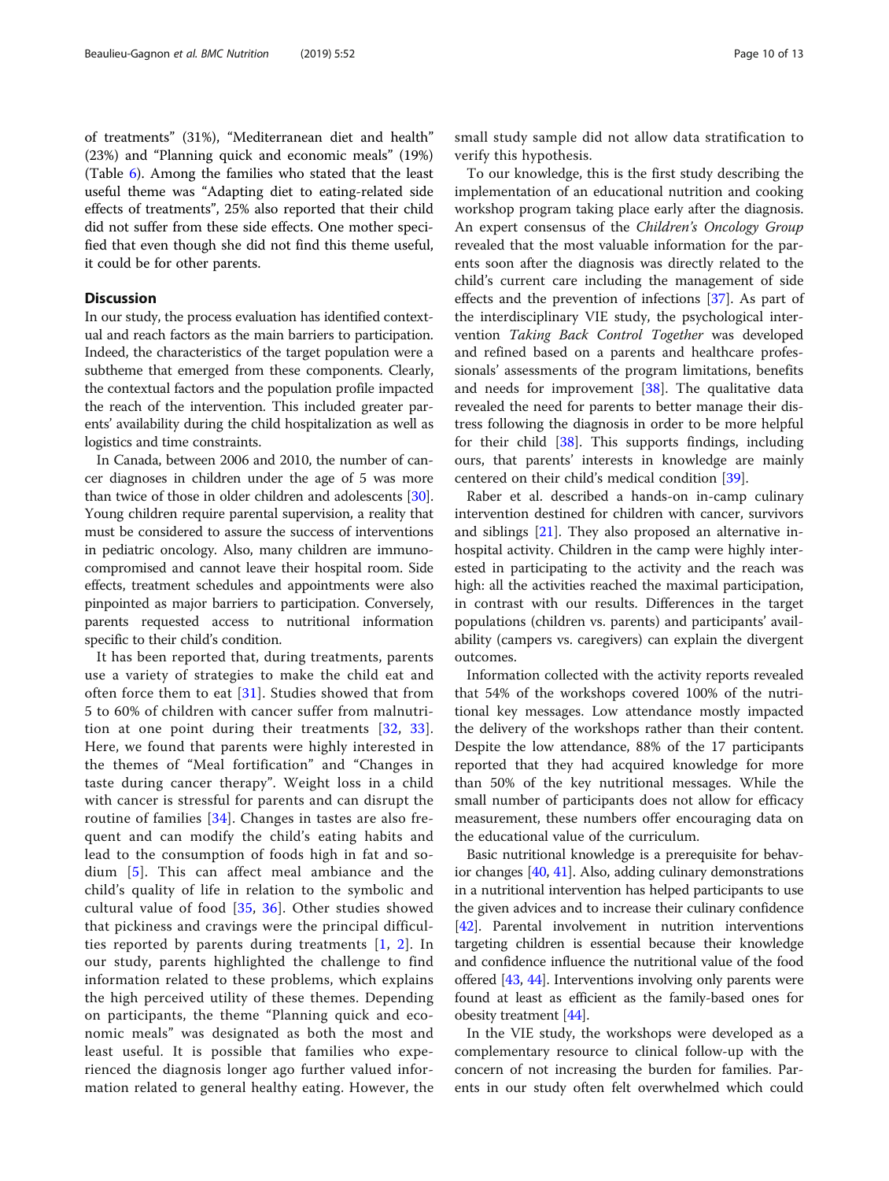of treatments" (31%), "Mediterranean diet and health" (23%) and "Planning quick and economic meals" (19%) (Table 6). Among the families who stated that the least useful theme was "Adapting diet to eating-related side effects of treatments", 25% also reported that their child did not suffer from these side effects. One mother specified that even though she did not find this theme useful, it could be for other parents.

## Discussion

In our study, the process evaluation has identified contextual and reach factors as the main barriers to participation. Indeed, the characteristics of the target population were a subtheme that emerged from these components. Clearly, the contextual factors and the population profile impacted the reach of the intervention. This included greater parents' availability during the child hospitalization as well as logistics and time constraints.

In Canada, between 2006 and 2010, the number of cancer diagnoses in children under the age of 5 was more than twice of those in older children and adolescents [30]. Young children require parental supervision, a reality that must be considered to assure the success of interventions in pediatric oncology. Also, many children are immunocompromised and cannot leave their hospital room. Side effects, treatment schedules and appointments were also pinpointed as major barriers to participation. Conversely, parents requested access to nutritional information specific to their child's condition.

It has been reported that, during treatments, parents use a variety of strategies to make the child eat and often force them to eat [31]. Studies showed that from 5 to 60% of children with cancer suffer from malnutrition at one point during their treatments [32, 33]. Here, we found that parents were highly interested in the themes of "Meal fortification" and "Changes in taste during cancer therapy". Weight loss in a child with cancer is stressful for parents and can disrupt the routine of families [34]. Changes in tastes are also frequent and can modify the child's eating habits and lead to the consumption of foods high in fat and sodium [5]. This can affect meal ambiance and the child's quality of life in relation to the symbolic and cultural value of food [35, 36]. Other studies showed that pickiness and cravings were the principal difficulties reported by parents during treatments [1, 2]. In our study, parents highlighted the challenge to find information related to these problems, which explains the high perceived utility of these themes. Depending on participants, the theme "Planning quick and economic meals" was designated as both the most and least useful. It is possible that families who experienced the diagnosis longer ago further valued information related to general healthy eating. However, the small study sample did not allow data stratification to verify this hypothesis.

To our knowledge, this is the first study describing the implementation of an educational nutrition and cooking workshop program taking place early after the diagnosis. An expert consensus of the *Children's Oncology Group* revealed that the most valuable information for the parents soon after the diagnosis was directly related to the child's current care including the management of side effects and the prevention of infections [37]. As part of the interdisciplinary VIE study, the psychological intervention *Taking Back Control Together* was developed and refined based on a parents and healthcare professionals' assessments of the program limitations, benefits and needs for improvement [38]. The qualitative data revealed the need for parents to better manage their distress following the diagnosis in order to be more helpful for their child [38]. This supports findings, including ours, that parents' interests in knowledge are mainly centered on their child's medical condition [39].

Raber et al. described a hands-on in-camp culinary intervention destined for children with cancer, survivors and siblings [21]. They also proposed an alternative in-hospital activity. Children in the camp were highly interested in participating to the activity and the reach was high: all the activities reached the maximal participation, in contrast with our results. Differences in the target populations (children vs. parents) and participants' availability (campers vs. caregivers) can explain the divergent outcomes.

Information collected with the activity reports revealed that 54% of the workshops covered 100% of the nutritional key messages. Low attendance mostly impacted the delivery of the workshops rather than their content. Despite the low attendance, 88% of the 17 participants reported that they had acquired knowledge for more than 50% of the key nutritional messages. While the small number of participants does not allow for efficacy measurement, these numbers offer encouraging data on the educational value of the curriculum.

Basic nutritional knowledge is a prerequisite for behavior changes [40, 41]. Also, adding culinary demonstrations in a nutritional intervention has helped participants to use the given advices and to increase their culinary confidence [42]. Parental involvement in nutrition interventions targeting children is essential because their knowledge and confidence influence the nutritional value of the food offered [43, 44]. Interventions involving only parents were found at least as efficient as the family-based ones for obesity treatment [44].

In the VIE study, the workshops were developed as a complementary resource to clinical follow-up with the concern of not increasing the burden for families. Parents in our study often felt overwhelmed which could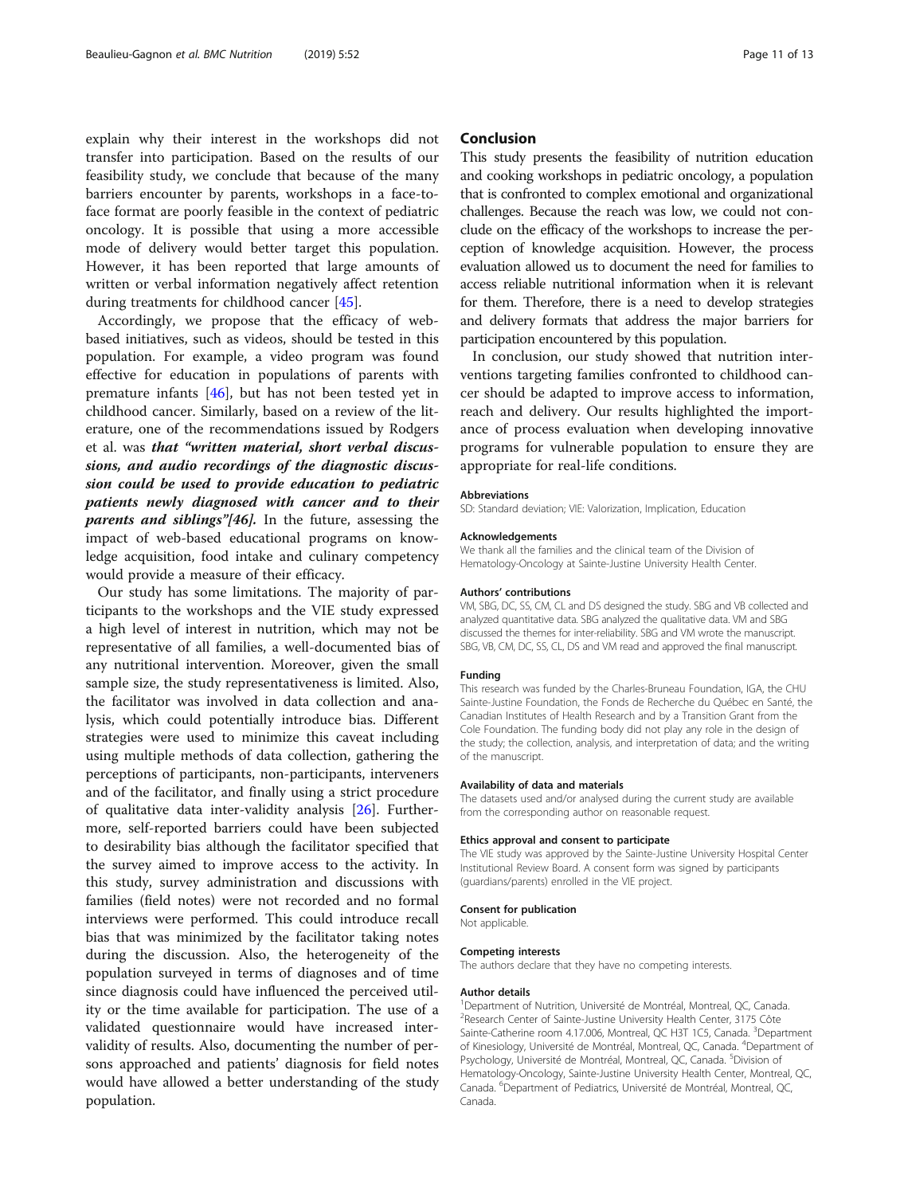explain why their interest in the workshops did not transfer into participation. Based on the results of our feasibility study, we conclude that because of the many barriers encounter by parents, workshops in a face-to-face format are poorly feasible in the context of pediatric oncology. It is possible that using a more accessible mode of delivery would better target this population. However, it has been reported that large amounts of written or verbal information negatively affect retention during treatments for childhood cancer [45].

Accordingly, we propose that the efficacy of web-based initiatives, such as videos, should be tested in this population. For example, a video program was found effective for education in populations of parents with premature infants [46], but has not been tested yet in childhood cancer. Similarly, based on a review of the literature, one of the recommendations issued by Rodgers et al. was ***that "written material, short verbal discussions, and audio recordings of the diagnostic discussion could be used to provide education to pediatric patients newly diagnosed with cancer and to their parents and siblings"[46].*** In the future, assessing the impact of web-based educational programs on knowledge acquisition, food intake and culinary competency would provide a measure of their efficacy.

Our study has some limitations. The majority of participants to the workshops and the VIE study expressed a high level of interest in nutrition, which may not be representative of all families, a well-documented bias of any nutritional intervention. Moreover, given the small sample size, the study representativeness is limited. Also, the facilitator was involved in data collection and analysis, which could potentially introduce bias. Different strategies were used to minimize this caveat including using multiple methods of data collection, gathering the perceptions of participants, non-participants, interveners and of the facilitator, and finally using a strict procedure of qualitative data inter-validity analysis [26]. Furthermore, self-reported barriers could have been subjected to desirability bias although the facilitator specified that the survey aimed to improve access to the activity. In this study, survey administration and discussions with families (field notes) were not recorded and no formal interviews were performed. This could introduce recall bias that was minimized by the facilitator taking notes during the discussion. Also, the heterogeneity of the population surveyed in terms of diagnoses and of time since diagnosis could have influenced the perceived utility or the time available for participation. The use of a validated questionnaire would have increased inter-validity of results. Also, documenting the number of persons approached and patients' diagnosis for field notes would have allowed a better understanding of the study population.

## Conclusion

This study presents the feasibility of nutrition education and cooking workshops in pediatric oncology, a population that is confronted to complex emotional and organizational challenges. Because the reach was low, we could not conclude on the efficacy of the workshops to increase the perception of knowledge acquisition. However, the process evaluation allowed us to document the need for families to access reliable nutritional information when it is relevant for them. Therefore, there is a need to develop strategies and delivery formats that address the major barriers for participation encountered by this population.

In conclusion, our study showed that nutrition interventions targeting families confronted to childhood cancer should be adapted to improve access to information, reach and delivery. Our results highlighted the importance of process evaluation when developing innovative programs for vulnerable population to ensure they are appropriate for real-life conditions.

#### Abbreviations

SD: Standard deviation; VIE: Valorization, Implication, Education

#### Acknowledgements

We thank all the families and the clinical team of the Division of Hematology-Oncology at Sainte-Justine University Health Center.

#### Authors' contributions

VM, SBG, DC, SS, CM, CL and DS designed the study. SBG and VB collected and analyzed quantitative data. SBG analyzed the qualitative data. VM and SBG discussed the themes for inter-reliability. SBG and VM wrote the manuscript. SBG, VB, CM, DC, SS, CL, DS and VM read and approved the final manuscript.

#### Funding

This research was funded by the Charles-Bruneau Foundation, IGA, the CHU Sainte-Justine Foundation, the Fonds de Recherche du Québec en Santé, the Canadian Institutes of Health Research and by a Transition Grant from the Cole Foundation. The funding body did not play any role in the design of the study; the collection, analysis, and interpretation of data; and the writing of the manuscript.

#### Availability of data and materials

The datasets used and/or analysed during the current study are available from the corresponding author on reasonable request.

#### Ethics approval and consent to participate

The VIE study was approved by the Sainte-Justine University Hospital Center Institutional Review Board. A consent form was signed by participants (guardians/parents) enrolled in the VIE project.

#### Consent for publication

Not applicable.

#### Competing interests

The authors declare that they have no competing interests.

#### Author details

[1]Department of Nutrition, Université de Montréal, Montreal, QC, Canada. [2]Research Center of Sainte-Justine University Health Center, 3175 Côte Sainte-Catherine room 4.17.006, Montreal, QC H3T 1C5, Canada. [3]Department of Kinesiology, Université de Montréal, Montreal, QC, Canada. [4]Department of Psychology, Université de Montréal, Montreal, QC, Canada. [5]Division of Hematology-Oncology, Sainte-Justine University Health Center, Montreal, QC, Canada. [6]Department of Pediatrics, Université de Montréal, Montreal, QC, Canada.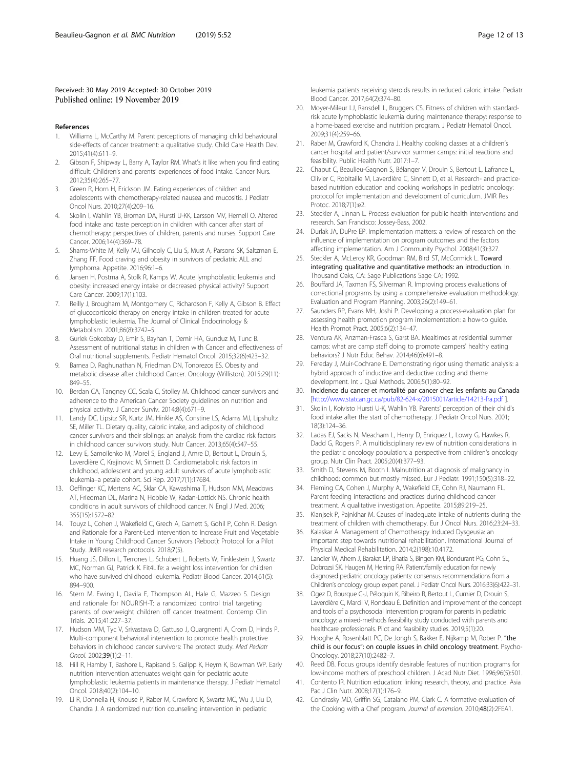Received: 30 May 2019 Accepted: 30 October 2019
Published online: 19 November 2019

## References

1. Williams L, McCarthy M. Parent perceptions of managing child behavioural side-effects of cancer treatment: a qualitative study. Child Care Health Dev. 2015;41(4):611–9.
2. Gibson F, Shipway L, Barry A, Taylor RM. What's it like when you find eating difficult: Children's and parents' experiences of food intake. Cancer Nurs. 2012;35(4):265–77.
3. Green R, Horn H, Erickson JM. Eating experiences of children and adolescents with chemotherapy-related nausea and mucositis. J Pediatr Oncol Nurs. 2010;27(4):209–16.
4. Skolin I, Wahlin YB, Broman DA, Hursti U-KK, Larsson MV, Hernell O. Altered food intake and taste perception in children with cancer after start of chemotherapy: perspectives of children, parents and nurses. Support Care Cancer. 2006;14(4):369–78.
5. Shams-White M, Kelly MJ, Gilhooly C, Liu S, Must A, Parsons SK, Saltzman E, Zhang FF. Food craving and obesity in survivors of pediatric ALL and lymphoma. Appetite. 2016;96:1–6.
6. Jansen H, Postma A, Stolk R, Kamps W. Acute lymphoblastic leukemia and obesity: increased energy intake or decreased physical activity? Support Care Cancer. 2009;17(1):103.
7. Reilly J, Brougham M, Montgomery C, Richardson F, Kelly A, Gibson B. Effect of glucocorticoid therapy on energy intake in children treated for acute lymphoblastic leukemia. The Journal of Clinical Endocrinology & Metabolism. 2001;86(8):3742–5.
8. Gurlek Gokcebay D, Emir S, Bayhan T, Demir HA, Gunduz M, Tunc B. Assessment of nutritional status in children with Cancer and effectiveness of Oral nutritional supplements. Pediatr Hematol Oncol. 2015;32(6):423–32.
9. Barnea D, Raghunathan N, Friedman DN, Tonorezos ES. Obesity and metabolic disease after childhood Cancer. Oncology (Williston). 2015;29(11):849–55.
10. Berdan CA, Tangney CC, Scala C, Stolley M. Childhood cancer survivors and adherence to the American Cancer Society guidelines on nutrition and physical activity. J Cancer Surviv. 2014;8(4):671–9.
11. Landy DC, Lipsitz SR, Kurtz JM, Hinkle AS, Constine LS, Adams MJ, Lipshultz SE, Miller TL. Dietary quality, caloric intake, and adiposity of childhood cancer survivors and their siblings: an analysis from the cardiac risk factors in childhood cancer survivors study. Nutr Cancer. 2013;65(4):547–55.
12. Levy E, Samoilenko M, Morel S, England J, Amre D, Bertout L, Drouin S, Laverdière C, Krajinovic M, Sinnett D. Cardiometabolic risk factors in childhood, adolescent and young adult survivors of acute lymphoblastic leukemia–a petale cohort. Sci Rep. 2017;7(1):17684.
13. Oeffinger KC, Mertens AC, Sklar CA, Kawashima T, Hudson MM, Meadows AT, Friedman DL, Marina N, Hobbie W, Kadan-Lottick NS. Chronic health conditions in adult survivors of childhood cancer. N Engl J Med. 2006;355(15):1572–82.
14. Touyz L, Cohen J, Wakefield C, Grech A, Garnett S, Gohil P, Cohn R. Design and Rationale for a Parent-Led Intervention to Increase Fruit and Vegetable Intake in Young Childhood Cancer Survivors (Reboot): Protocol for a Pilot Study. JMIR research protocols. 2018;**7**(5).
15. Huang JS, Dillon L, Terrones L, Schubert L, Roberts W, Finklestein J, Swartz MC, Norman GJ, Patrick K. Fit4Life: a weight loss intervention for children who have survived childhood leukemia. Pediatr Blood Cancer. 2014;61(5):894–900.
16. Stern M, Ewing L, Davila E, Thompson AL, Hale G, Mazzeo S. Design and rationale for NOURISH-T: a randomized control trial targeting parents of overweight children off cancer treatment. Contemp Clin Trials. 2015;41:227–37.
17. Hudson MM, Tyc V, Srivastava D, Gattuso J, Quargnenti A, Crom D, Hinds P. Multi-component behavioral intervention to promote health protective behaviors in childhood cancer survivors: The protect study. *Med Pediatr Oncol.* 2002;**39**(1):2–11.
18. Hill R, Hamby T, Bashore L, Rapisand S, Galipp K, Heym K, Bowman WP. Early nutrition intervention attenuates weight gain for pediatric acute lymphoblastic leukemia patients in maintenance therapy. J Pediatr Hematol Oncol. 2018;40(2):104–10.
19. Li R, Donnella H, Knouse P, Raber M, Crawford K, Swartz MC, Wu J, Liu D, Chandra J. A randomized nutrition counseling intervention in pediatric leukemia patients receiving steroids results in reduced caloric intake. Pediatr Blood Cancer. 2017;64(2):374–80.
20. Moyer-Mileur LJ, Ransdell L, Bruggers CS. Fitness of children with standard-risk acute lymphoblastic leukemia during maintenance therapy: response to a home-based exercise and nutrition program. J Pediatr Hematol Oncol. 2009;31(4):259–66.
21. Raber M, Crawford K, Chandra J. Healthy cooking classes at a children's cancer hospital and patient/survivor summer camps: initial reactions and feasibility. Public Health Nutr. 2017:1–7.
22. Chaput C, Beaulieu-Gagnon S, Bélanger V, Drouin S, Bertout L, Lafrance L, Olivier C, Robitaille M, Laverdière C, Sinnett D, et al. Research- and practice-based nutrition education and cooking workshops in pediatric oncology: protocol for implementation and development of curriculum. JMIR Res Protoc. 2018;7(1):e2.
23. Steckler A, Linnan L. Process evaluation for public health interventions and research. San Francisco: Jossey-Bass, 2002.
24. Durlak JA, DuPre EP. Implementation matters: a review of research on the influence of implementation on program outcomes and the factors affecting implementation. Am J Community Psychol. 2008;41(3):327.
25. Steckler A, McLeroy KR, Goodman RM, Bird ST, McCormick L. Toward integrating qualitative and quantitative methods: an introduction. In. Thousand Oaks, CA: Sage Publications Sage CA; 1992.
26. Bouffard JA, Taxman FS, Silverman R. Improving process evaluations of correctional programs by using a comprehensive evaluation methodology. Evaluation and Program Planning. 2003;26(2):149–61.
27. Saunders RP, Evans MH, Joshi P. Developing a process-evaluation plan for assessing health promotion program implementation: a how-to guide. Health Promot Pract. 2005;6(2):134–47.
28. Ventura AK, Anzman-Frasca S, Garst BA. Mealtimes at residential summer camps: what are camp staff doing to promote campers' healthy eating behaviors? J Nutr Educ Behav. 2014;46(6):491–8.
29. Fereday J, Muir-Cochrane E. Demonstrating rigor using thematic analysis: a hybrid approach of inductive and deductive coding and theme development. Int J Qual Methods. 2006;5(1):80–92.
30. Incidence du cancer et mortalité par cancer chez les enfants au Canada [http://www.statcan.gc.ca/pub/82-624-x/2015001/article/14213-fra.pdf ].
31. Skolin I, Koivisto Hursti U-K, Wahlin YB. Parents' perception of their child's food intake after the start of chemotherapy. J Pediatr Oncol Nurs. 2001;18(3):124–36.
32. Ladas EJ, Sacks N, Meacham L, Henry D, Enriquez L, Lowry G, Hawkes R, Dadd G, Rogers P. A multidisciplinary review of nutrition considerations in the pediatric oncology population: a perspective from children's oncology group. Nutr Clin Pract. 2005;20(4):377–93.
33. Smith D, Stevens M, Booth I. Malnutrition at diagnosis of malignancy in childhood: common but mostly missed. Eur J Pediatr. 1991;150(5):318–22.
34. Fleming CA, Cohen J, Murphy A, Wakefield CE, Cohn RJ, Naumann FL. Parent feeding interactions and practices during childhood cancer treatment. A qualitative investigation. Appetite. 2015;89:219–25.
35. Klanjsek P, Pajnkihar M. Causes of inadequate intake of nutrients during the treatment of children with chemotherapy. Eur J Oncol Nurs. 2016;23:24–33.
36. Kalaskar A. Management of Chemotherapy Induced Dysgeusia: an important step towards nutritional rehabilitation. International Journal of Physical Medical Rehabilitation. 2014;2(198):10.4172.
37. Landier W, Ahern J, Barakat LP, Bhatia S, Bingen KM, Bondurant PG, Cohn SL, Dobrozsi SK, Haugen M, Herring RA. Patient/family education for newly diagnosed pediatric oncology patients: consensus recommendations from a Children's oncology group expert panel. J Pediatr Oncol Nurs. 2016;33(6):422–31.
38. Ogez D, Bourque C-J, Péloquin K, Ribeiro R, Bertout L, Curnier D, Drouin S, Laverdière C, Marcil V, Rondeau É. Definition and improvement of the concept and tools of a psychosocial intervention program for parents in pediatric oncology: a mixed-methods feasibility study conducted with parents and healthcare professionals. Pilot and feasibility studies. 2019;5(1):20.
39. Hooghe A, Rosenblatt PC, De Jongh S, Bakker E, Nijkamp M, Rober P. "the child is our focus": on couple issues in child oncology treatment. Psycho-Oncology. 2018;27(10):2482–7.
40. Reed DB. Focus groups identify desirable features of nutrition programs for low-income mothers of preschool children. J Acad Nutr Diet. 1996;96(5):501.
41. Contento IR. Nutrition education: linking research, theory, and practice. Asia Pac J Clin Nutr. 2008;17(1):176–9.
42. Condrasky MD, Griffin SG, Catalano PM, Clark C. A formative evaluation of the Cooking with a Chef program. *Journal of extension.* 2010;**48**(2):2FEA1.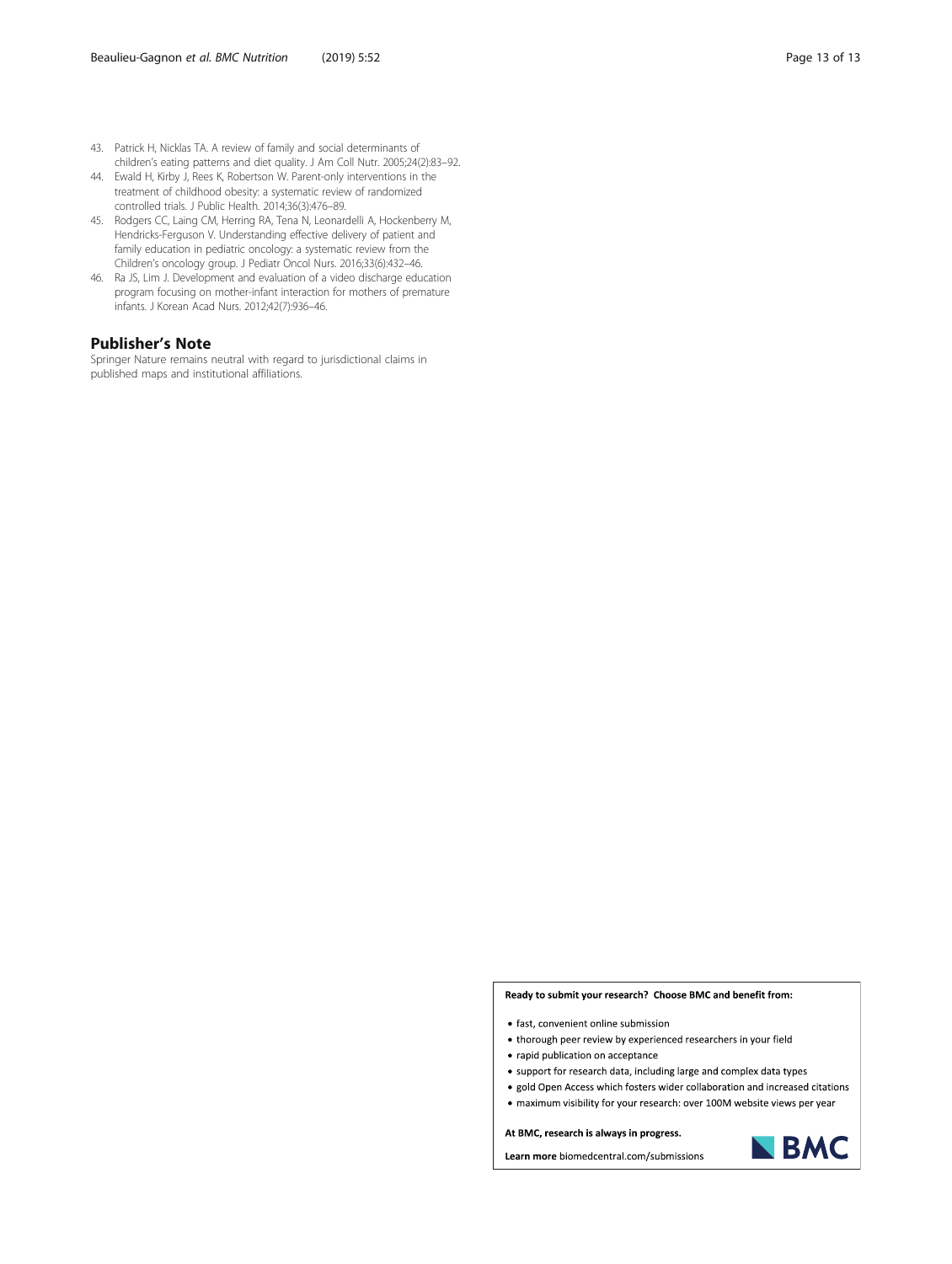43. Patrick H, Nicklas TA. A review of family and social determinants of children's eating patterns and diet quality. J Am Coll Nutr. 2005;24(2):83–92.
44. Ewald H, Kirby J, Rees K, Robertson W. Parent-only interventions in the treatment of childhood obesity: a systematic review of randomized controlled trials. J Public Health. 2014;36(3):476–89.
45. Rodgers CC, Laing CM, Herring RA, Tena N, Leonardelli A, Hockenberry M, Hendricks-Ferguson V. Understanding effective delivery of patient and family education in pediatric oncology: a systematic review from the Children's oncology group. J Pediatr Oncol Nurs. 2016;33(6):432–46.
46. Ra JS, Lim J. Development and evaluation of a video discharge education program focusing on mother-infant interaction for mothers of premature infants. J Korean Acad Nurs. 2012;42(7):936–46.

## Publisher's Note

Springer Nature remains neutral with regard to jurisdictional claims in published maps and institutional affiliations.

**Ready to submit your research? Choose BMC and benefit from:**

- fast, convenient online submission
- thorough peer review by experienced researchers in your field
- rapid publication on acceptance
- support for research data, including large and complex data types
- gold Open Access which fosters wider collaboration and increased citations
- maximum visibility for your research: over 100M website views per year

**At BMC, research is always in progress.**

**Learn more** biomedcentral.com/submissions

BMC